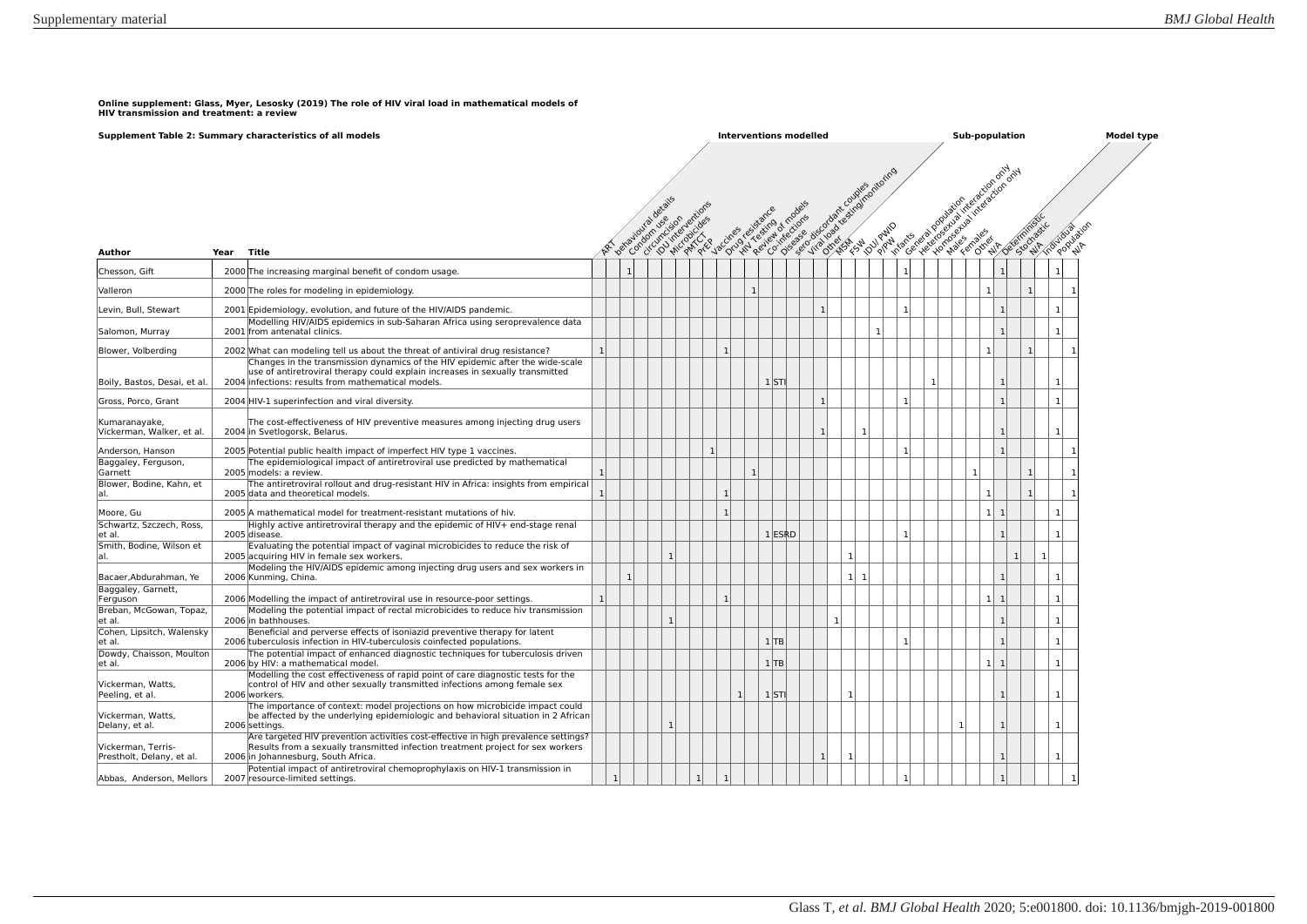**Online supplement: Glass, Myer, Lesosky (2019) The role of HIV viral load in mathematical models of HIV transmission and treatment: a review**

**Supplement Table 2: Summary characteristics of all models**

| Author | Year | Title | Interventions modelled | | | | | | | | | | | | | | | | | Sub-population | | | | | | | | | | | | Model type | | | | | |
|---|---|---|---|---|---|---|---|---|---|---|---|---|---|---|---|---|---|---|---|---|---|---|---|---|---|---|---|---|---|---|---|---|---|---|---|---|---|
| | | | ART | behavioural details | Condom use | circumcision | IDU interventions | Microbicides | PMTCT | PrEP | Vaccines | Drug resistance | HIV Testing | Review of models | Co-infections | Disease | sero-discordant couples | Viral load testing/monitoring | Other | MSM | FSW | IDU/PWID | P/PW | Infants | General population | Heterosexual interaction only | Homosexual interaction only | Males | Females | Other | N/A | Deterministic | Stochastic | N/A | Individual | Population | N/A |
| Chesson, Gift | 2000 | The increasing marginal benefit of condom usage. | | | 1 | | | | | | | | | | | | | | | | | | | | 1 | | | | | | | 1 | | | | 1 | |
| Valleron | 2000 | The roles for modeling in epidemiology. | | | | | | | | | | | | 1 | | | | | | | | | | | | | | | | | 1 | | | 1 | | | 1 |
| Levin, Bull, Stewart | 2001 | Epidemiology, evolution, and future of the HIV/AIDS pandemic. | | | | | | | | | | | | | | | | | 1 | | | | | | 1 | | | | | | | 1 | | | | 1 | |
| Salomon, Murray | 2001 | Modelling HIV/AIDS epidemics in sub-Saharan Africa using seroprevalence data from antenatal clinics. | | | | | | | | | | | | | | | | | | | | | 1 | | | | | | | | | 1 | | | | 1 | |
| Blower, Volberding | 2002 | What can modeling tell us about the threat of antiviral drug resistance? | 1 | | | | | | | | | 1 | | | | | | | | | | | | | | | | | | | 1 | | | 1 | | | 1 |
| Boily, Bastos, Desai, et al. | 2004 | Changes in the transmission dynamics of the HIV epidemic after the wide-scale use of antiretroviral therapy could explain increases in sexually transmitted infections: results from mathematical models. | | | | | | | | | | | | | 1 | STI | | | | | | | | | | | 1 | | | | | 1 | | | | 1 | |
| Gross, Porco, Grant | 2004 | HIV-1 superinfection and viral diversity. | | | | | | | | | | | | | | | | | 1 | | | | | | 1 | | | | | | | 1 | | | | 1 | |
| Kumaranayake, Vickerman, Walker, et al. | 2004 | The cost-effectiveness of HIV preventive measures among injecting drug users in Svetlogorsk, Belarus. | | | | | | | | | | | | | | | | | 1 | | | 1 | | | | | | | | | | 1 | | | | 1 | |
| Anderson, Hanson | 2005 | Potential public health impact of imperfect HIV type 1 vaccines. | | | | | | | | | 1 | | | | | | | | | | | | | | 1 | | | | | | | 1 | | | | | 1 |
| Baggaley, Ferguson, Garnett | 2005 | The epidemiological impact of antiretroviral use predicted by mathematical models: a review. | 1 | | | | | | | | | | | 1 | | | | | | | | | | | | | | | | 1 | | | | 1 | | | 1 |
| Blower, Bodine, Kahn, et al. | 2005 | The antiretroviral rollout and drug-resistant HIV in Africa: insights from empirical data and theoretical models. | 1 | | | | | | | | | 1 | | | | | | | | | | | | | | | | | | | 1 | | | 1 | | | 1 |
| Moore, Gu | 2005 | A mathematical model for treatment-resistant mutations of hiv. | | | | | | | | | | 1 | | | | | | | | | | | | | | | | | | | 1 | 1 | | | | 1 | |
| Schwartz, Szczech, Ross, et al. | 2005 | Highly active antiretroviral therapy and the epidemic of HIV+ end-stage renal disease. | | | | | | | | | | | | | 1 | ESRD | | | | | | | | | 1 | | | | | | | 1 | | | | 1 | |
| Smith, Bodine, Wilson et al. | 2005 | Evaluating the potential impact of vaginal microbicides to reduce the risk of acquiring HIV in female sex workers. | | | | | | 1 | | | | | | | | | | | | | 1 | | | | | | | | | | | | 1 | | 1 | | |
| Bacaer,Abdurahman, Ye | 2006 | Modeling the HIV/AIDS epidemic among injecting drug users and sex workers in Kunming, China. | | | 1 | | | | | | | | | | | | | | | | 1 | 1 | | | | | | | | | | 1 | | | | 1 | |
| Baggaley, Garnett, Ferguson | 2006 | Modelling the impact of antiretroviral use in resource-poor settings. | 1 | | | | | | | | | 1 | | | | | | | | | | | | | | | | | | | 1 | 1 | | | | 1 | |
| Breban, McGowan, Topaz, et al. | 2006 | Modeling the potential impact of rectal microbicides to reduce hiv transmission in bathhouses. | | | | | | 1 | | | | | | | | | | | | 1 | | | | | | | | | | | | 1 | | | | 1 | |
| Cohen, Lipsitch, Walensky et al. | 2006 | Beneficial and perverse effects of isoniazid preventive therapy for latent tuberculosis infection in HIV-tuberculosis coinfected populations. | | | | | | | | | | | | | 1 | TB | | | | | | | | | 1 | | | | | | | 1 | | | | 1 | |
| Dowdy, Chaisson, Moulton et al. | 2006 | The potential impact of enhanced diagnostic techniques for tuberculosis driven by HIV: a mathematical model. | | | | | | | | | | | | | 1 | TB | | | | | | | | | | | | | | | 1 | 1 | | | | 1 | |
| Vickerman, Watts, Peeling, et al. | 2006 | Modelling the cost effectiveness of rapid point of care diagnostic tests for the control of HIV and other sexually transmitted infections among female sex workers. | | | | | | | | | | | 1 | | 1 | STI | | | | | 1 | | | | | | | | | | | 1 | | | | 1 | |
| Vickerman, Watts, Delany, et al. | 2006 | The importance of context: model projections on how microbicide impact could be affected by the underlying epidemiologic and behavioral situation in 2 African settings. | | | | | | 1 | | | | | | | | | | | | | | | | | | | | | 1 | | | 1 | | | | 1 | |
| Vickerman, Terris-Prestholt, Delany, et al. | 2006 | Are targeted HIV prevention activities cost-effective in high prevalence settings? Results from a sexually transmitted infection treatment project for sex workers in Johannesburg, South Africa. | | | | | | | | | | | | | | | | | 1 | | 1 | | | | | | | | | | | 1 | | | | 1 | |
| Abbas, Anderson, Mellors | 2007 | Potential impact of antiretroviral chemoprophylaxis on HIV-1 transmission in resource-limited settings. | | 1 | | | | | | 1 | | 1 | | | | | | | | | | | | | 1 | | | | | | | 1 | | | | | 1 |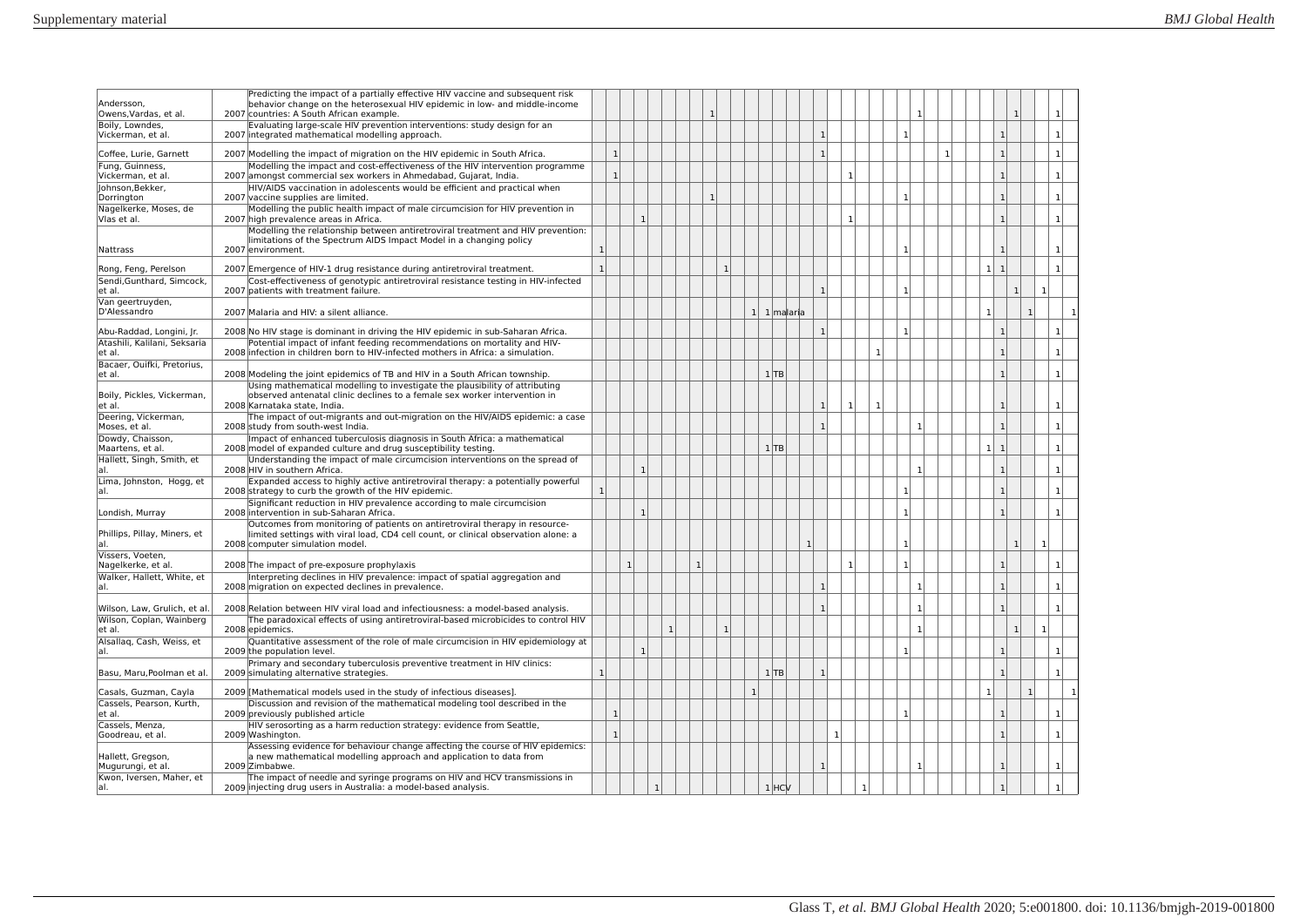| | | | | | | | | | | | | | | | | | | | | | | | | | | | | | | | | | | | | |
|---|---|---|---|---|---|---|---|---|---|---|---|---|---|---|---|---|---|---|---|---|---|---|---|---|---|---|---|---|---|---|---|---|---|---|---|---|
| Andersson, Owens,Vardas, et al. | 2007 | Predicting the impact of a partially effective HIV vaccine and subsequent risk behavior change on the heterosexual HIV epidemic in low- and middle-income countries: A South African example. | | | | | | | | | 1 | | | | | | | | | | | | | | 1 | | | | | | | 1 | | | 1 | |
| Boily, Lowndes, Vickerman, et al. | 2007 | Evaluating large-scale HIV prevention interventions: study design for an integrated mathematical modelling approach. | | | | | | | | | | | | | | | | 1 | | | | | | 1 | | | | | | | 1 | | | | 1 | |
| Coffee, Lurie, Garnett | 2007 | Modelling the impact of migration on the HIV epidemic in South Africa. | | 1 | | | | | | | | | | | | | | 1 | | | | | | | | | 1 | | | | 1 | | | | 1 | |
| Fung, Guinness, Vickerman, et al. | 2007 | Modelling the impact and cost-effectiveness of the HIV intervention programme amongst commercial sex workers in Ahmedabad, Gujarat, India. | | 1 | | | | | | | | | | | | | | | | 1 | | | | | | | | | | | 1 | | | | 1 | |
| Johnson,Bekker, Dorrington | 2007 | HIV/AIDS vaccination in adolescents would be efficient and practical when vaccine supplies are limited. | | | | | | | | | 1 | | | | | | | | | | | | | 1 | | | | | | | 1 | | | | 1 | |
| Nagelkerke, Moses, de Vlas et al. | 2007 | Modelling the public health impact of male circumcision for HIV prevention in high prevalence areas in Africa. | | | | 1 | | | | | | | | | | | | | | 1 | | | | | | | | | | | 1 | | | | 1 | |
| Nattrass | 2007 | Modelling the relationship between antiretroviral treatment and HIV prevention: limitations of the Spectrum AIDS Impact Model in a changing policy environment. | 1 | | | | | | | | | | | | | | | | | | | | | 1 | | | | | | | 1 | | | | 1 | |
| Rong, Feng, Perelson | 2007 | Emergence of HIV-1 drug resistance during antiretroviral treatment. | 1 | | | | | | | | | 1 | | | | | | | | | | | | | | | | | | 1 | 1 | | | | 1 | |
| Sendi,Gunthard, Simcock, et al. | 2007 | Cost-effectiveness of genotypic antiretroviral resistance testing in HIV-infected patients with treatment failure. | | | | | | | | | | | | | | | | 1 | | | | | | 1 | | | | | | | | 1 | | 1 | | |
| Van geertruyden, D'Alessandro | 2007 | Malaria and HIV: a silent alliance. | | | | | | | | | | | | 1 | 1 | malaria | | | | | | | | | | | | | | 1 | | | 1 | | | 1 |
| Abu-Raddad, Longini, Jr. | 2008 | No HIV stage is dominant in driving the HIV epidemic in sub-Saharan Africa. | | | | | | | | | | | | | | | | 1 | | | | | | 1 | | | | | | | 1 | | | | 1 | |
| Atashili, Kalilani, Seksaria et al. | 2008 | Potential impact of infant feeding recommendations on mortality and HIV-infection in children born to HIV-infected mothers in Africa: a simulation. | | | | | | | | | | | | | | | | | | | | 1 | | | | | | | | | 1 | | | | 1 | |
| Bacaer, Ouifki, Pretorius, et al. | 2008 | Modeling the joint epidemics of TB and HIV in a South African township. | | | | | | | | | | | | | 1 | TB | | | | | | | | | | | | | | | 1 | | | | 1 | |
| Boily, Pickles, Vickerman, et al. | 2008 | Using mathematical modelling to investigate the plausibility of attributing observed antenatal clinic declines to a female sex worker intervention in Karnataka state, India. | | | | | | | | | | | | | | | | 1 | | 1 | | 1 | | | | | | | | | 1 | | | | 1 | |
| Deering, Vickerman, Moses, et al. | 2008 | The impact of out-migrants and out-migration on the HIV/AIDS epidemic: a case study from south-west India. | | | | | | | | | | | | | | | | 1 | | | | | | | 1 | | | | | | 1 | | | | 1 | |
| Dowdy, Chaisson, Maartens, et al. | 2008 | Impact of enhanced tuberculosis diagnosis in South Africa: a mathematical model of expanded culture and drug susceptibility testing. | | | | | | | | | | | | | 1 | TB | | | | | | | | | | | | | | 1 | 1 | | | | 1 | |
| Hallett, Singh, Smith, et al. | 2008 | Understanding the impact of male circumcision interventions on the spread of HIV in southern Africa. | | | | 1 | | | | | | | | | | | | | | | | | | | 1 | | | | | | 1 | | | | 1 | |
| Lima, Johnston, Hogg, et al. | 2008 | Expanded access to highly active antiretroviral therapy: a potentially powerful strategy to curb the growth of the HIV epidemic. | 1 | | | | | | | | | | | | | | | | | | | | | 1 | | | | | | | 1 | | | | 1 | |
| Londish, Murray | 2008 | Significant reduction in HIV prevalence according to male circumcision intervention in sub-Saharan Africa. | | | | 1 | | | | | | | | | | | | | | | | | | 1 | | | | | | | 1 | | | | 1 | |
| Phillips, Pillay, Miners, et al. | 2008 | Outcomes from monitoring of patients on antiretroviral therapy in resource-limited settings with viral load, CD4 cell count, or clinical observation alone: a computer simulation model. | | | | | | | | | | | | | | | 1 | | | | | | | 1 | | | | | | | | 1 | | 1 | | |
| Vissers, Voeten, Nagelkerke, et al. | 2008 | The impact of pre-exposure prophylaxis | | | 1 | | | | | 1 | | | | | | | | | | 1 | | | | 1 | | | | | | | 1 | | | | 1 | |
| Walker, Hallett, White, et al. | 2008 | Interpreting declines in HIV prevalence: impact of spatial aggregation and migration on expected declines in prevalence. | | | | | | | | | | | | | | | | 1 | | | | | | | 1 | | | | | | 1 | | | | 1 | |
| Wilson, Law, Grulich, et al. | 2008 | Relation between HIV viral load and infectiousness: a model-based analysis. | | | | | | | | | | | | | | | | 1 | | | | | | | 1 | | | | | | 1 | | | | 1 | |
| Wilson, Coplan, Wainberg et al. | 2008 | The paradoxical effects of using antiretroviral-based microbicides to control HIV epidemics. | | | | | | 1 | | | | 1 | | | | | | | | | | | | | 1 | | | | | | | 1 | | 1 | | |
| Alsallaq, Cash, Weiss, et al. | 2009 | Quantitative assessment of the role of male circumcision in HIV epidemiology at the population level. | | | | 1 | | | | | | | | | | | | | | | | | | 1 | | | | | | | 1 | | | | 1 | |
| Basu, Maru,Poolman et al. | 2009 | Primary and secondary tuberculosis preventive treatment in HIV clinics: simulating alternative strategies. | 1 | | | | | | | | | | | | 1 | TB | | 1 | | | | | | | | | | | | | 1 | | | | 1 | |
| Casals, Guzman, Cayla | 2009 | [Mathematical models used in the study of infectious diseases]. | | | | | | | | | | | | 1 | | | | | | | | | | | | | | | | 1 | | | 1 | | | 1 |
| Cassels, Pearson, Kurth, et al. | 2009 | Discussion and revision of the mathematical modeling tool described in the previously published article | | 1 | | | | | | | | | | | | | | | | | | | | 1 | | | | | | | 1 | | | | 1 | |
| Cassels, Menza, Goodreau, et al. | 2009 | HIV serosorting as a harm reduction strategy: evidence from Seattle, Washington. | | 1 | | | | | | | | | | | | | | | 1 | | | | | | | | | | | | 1 | | | | 1 | |
| Hallett, Gregson, Mugurungi, et al. | 2009 | Assessing evidence for behaviour change affecting the course of HIV epidemics: a new mathematical modelling approach and application to data from Zimbabwe. | | | | | | | | | | | | | | | | 1 | | | | | | | 1 | | | | | | 1 | | | | 1 | |
| Kwon, Iversen, Maher, et al. | 2009 | The impact of needle and syringe programs on HIV and HCV transmissions in injecting drug users in Australia: a model-based analysis. | | | | | 1 | | | | | | | | 1 | HCV | | | | | 1 | | | | | | | | | | 1 | | | | 1 | |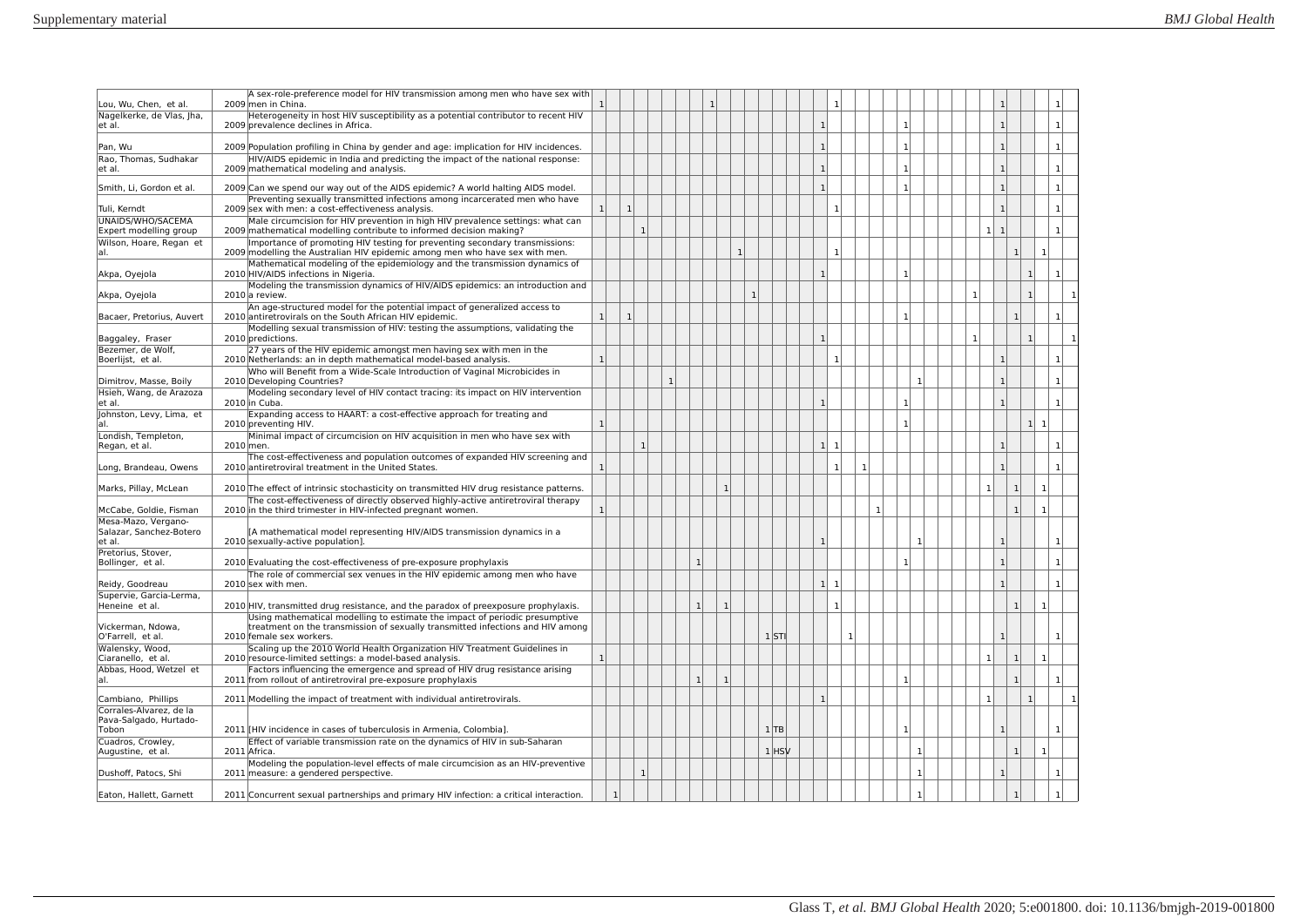| | | | | | | | | | | | | | | | | | | | | | | | | | | | | | | | | | | | | | |
|---|---|---|---|---|---|---|---|---|---|---|---|---|---|---|---|---|---|---|---|---|---|---|---|---|---|---|---|---|---|---|---|---|---|---|---|---|---|
| Lou, Wu, Chen, et al. | 2009 | A sex-role-preference model for HIV transmission among men who have sex with men in China. | 1 | | | | | | | | 1 | | | | | | | | | 1 | | | | | | | | | | | | 1 | | | | 1 | |
| Nagelkerke, de Vlas, Jha, et al. | 2009 | Heterogeneity in host HIV susceptibility as a potential contributor to recent HIV prevalence declines in Africa. | | | | | | | | | | | | | | | | | 1 | | | | | | 1 | | | | | | | 1 | | | | 1 | |
| Pan, Wu | 2009 | Population profiling in China by gender and age: implication for HIV incidences. | | | | | | | | | | | | | | | | | 1 | | | | | | 1 | | | | | | | 1 | | | | 1 | |
| Rao, Thomas, Sudhakar et al. | 2009 | HIV/AIDS epidemic in India and predicting the impact of the national response: mathematical modeling and analysis. | | | | | | | | | | | | | | | | | 1 | | | | | | 1 | | | | | | | 1 | | | | 1 | |
| Smith, Li, Gordon et al. | 2009 | Can we spend our way out of the AIDS epidemic? A world halting AIDS model. | | | | | | | | | | | | | | | | | 1 | | | | | | 1 | | | | | | | 1 | | | | 1 | |
| Tuli, Kerndt | 2009 | Preventing sexually transmitted infections among incarcerated men who have sex with men: a cost-effectiveness analysis. | 1 | | 1 | | | | | | | | | | | | | | | 1 | | | | | | | | | | | | 1 | | | | 1 | |
| UNAIDS/WHO/SACEMA Expert modelling group | 2009 | Male circumcision for HIV prevention in high HIV prevalence settings: what can mathematical modelling contribute to informed decision making? | | | | 1 | | | | | | | | | | | | | | | | | | | | | | | | | 1 | 1 | | | | 1 | |
| Wilson, Hoare, Regan et al. | 2009 | Importance of promoting HIV testing for preventing secondary transmissions: modelling the Australian HIV epidemic among men who have sex with men. | | | | | | | | | | | 1 | | | | | | | 1 | | | | | | | | | | | | | 1 | | 1 | | |
| Akpa, Oyejola | 2010 | Mathematical modeling of the epidemiology and the transmission dynamics of HIV/AIDS infections in Nigeria. | | | | | | | | | | | | | | | | | 1 | | | | | | 1 | | | | | | | | | 1 | | 1 | |
| Akpa, Oyejola | 2010 | Modeling the transmission dynamics of HIV/AIDS epidemics: an introduction and a review. | | | | | | | | | | | | 1 | | | | | | | | | | | | | | | | 1 | | | | 1 | | | 1 |
| Bacaer, Pretorius, Auvert | 2010 | An age-structured model for the potential impact of generalized access to antiretrovirals on the South African HIV epidemic. | 1 | | 1 | | | | | | | | | | | | | | | | | | | | 1 | | | | | | | | 1 | | | 1 | |
| Baggaley, Fraser | 2010 | Modelling sexual transmission of HIV: testing the assumptions, validating the predictions. | | | | | | | | | | | | | | | | | 1 | | | | | | | | | | | 1 | | | | 1 | | | 1 |
| Bezemer, de Wolf, Boerlijst, et al. | 2010 | 27 years of the HIV epidemic amongst men having sex with men in the Netherlands: an in depth mathematical model-based analysis. | 1 | | | | | | | | | | | | | | | | | 1 | | | | | | | | | | | | 1 | | | | 1 | |
| Dimitrov, Masse, Boily | 2010 | Who will Benefit from a Wide-Scale Introduction of Vaginal Microbicides in Developing Countries? | | | | | | 1 | | | | | | | | | | | | | | | | | | 1 | | | | | | 1 | | | | 1 | |
| Hsieh, Wang, de Arazoza et al. | 2010 | Modeling secondary level of HIV contact tracing: its impact on HIV intervention in Cuba. | | | | | | | | | | | | | | | | | 1 | | | | | | 1 | | | | | | | 1 | | | | 1 | |
| Johnston, Levy, Lima, et al. | 2010 | Expanding access to HAART: a cost-effective approach for treating and preventing HIV. | 1 | | | | | | | | | | | | | | | | | | | | | | 1 | | | | | | | | | 1 | 1 | | |
| Londish, Templeton, Regan, et al. | 2010 | Minimal impact of circumcision on HIV acquisition in men who have sex with men. | | | | 1 | | | | | | | | | | | | | 1 | 1 | | | | | | | | | | | | 1 | | | | 1 | |
| Long, Brandeau, Owens | 2010 | The cost-effectiveness and population outcomes of expanded HIV screening and antiretroviral treatment in the United States. | 1 | | | | | | | | | | | | | | | | | 1 | | 1 | | | | | | | | | | 1 | | | | 1 | |
| Marks, Pillay, McLean | 2010 | The effect of intrinsic stochasticity on transmitted HIV drug resistance patterns. | | | | | | | | | | 1 | | | | | | | | | | | | | | | | | | | 1 | | 1 | | 1 | | |
| McCabe, Goldie, Fisman | 2010 | The cost-effectiveness of directly observed highly-active antiretroviral therapy in the third trimester in HIV-infected pregnant women. | 1 | | | | | | | | | | | | | | | | | | | | 1 | | | | | | | | | | 1 | | 1 | | |
| Mesa-Mazo, Vergano-Salazar, Sanchez-Botero et al. | 2010 | [A mathematical model representing HIV/AIDS transmission dynamics in a sexually-active population]. | | | | | | | | | | | | | | | | | 1 | | | | | | | 1 | | | | | | 1 | | | | 1 | |
| Pretorius, Stover, Bollinger, et al. | 2010 | Evaluating the cost-effectiveness of pre-exposure prophylaxis | | | | | | | | 1 | | | | | | | | | | | | | | | 1 | | | | | | | 1 | | | | 1 | |
| Reidy, Goodreau | 2010 | The role of commercial sex venues in the HIV epidemic among men who have sex with men. | | | | | | | | | | | | | | | | | 1 | 1 | | | | | | | | | | | | 1 | | | | 1 | |
| Supervie, Garcia-Lerma, Heneine et al. | 2010 | HIV, transmitted drug resistance, and the paradox of preexposure prophylaxis. | | | | | | | | 1 | | 1 | | | | | | | | 1 | | | | | | | | | | | | | 1 | | 1 | | |
| Vickerman, Ndowa, O'Farrell, et al. | 2010 | Using mathematical modelling to estimate the impact of periodic presumptive treatment on the transmission of sexually transmitted infections and HIV among female sex workers. | | | | | | | | | | | | | 1 | STI | | | | | 1 | | | | | | | | | | | 1 | | | | 1 | |
| Walensky, Wood, Ciaranello, et al. | 2010 | Scaling up the 2010 World Health Organization HIV Treatment Guidelines in resource-limited settings: a model-based analysis. | 1 | | | | | | | | | | | | | | | | | | | | | | | | | | | | 1 | | 1 | | 1 | | |
| Abbas, Hood, Wetzel et al. | 2011 | Factors influencing the emergence and spread of HIV drug resistance arising from rollout of antiretroviral pre-exposure prophylaxis | | | | | | | | 1 | | 1 | | | | | | | | | | | | | 1 | | | | | | | | 1 | | | 1 | |
| Cambiano, Phillips | 2011 | Modelling the impact of treatment with individual antiretrovirals. | | | | | | | | | | | | | | | | | 1 | | | | | | | | | | | | 1 | | | 1 | | | 1 |
| Corrales-Alvarez, de la Pava-Salgado, Hurtado-Tobon | 2011 | [HIV incidence in cases of tuberculosis in Armenia, Colombia]. | | | | | | | | | | | | | 1 | TB | | | | | | | | | 1 | | | | | | | 1 | | | | 1 | |
| Cuadros, Crowley, Augustine, et al. | 2011 | Effect of variable transmission rate on the dynamics of HIV in sub-Saharan Africa. | | | | | | | | | | | | | 1 | HSV | | | | | | | | | | 1 | | | | | | | 1 | | 1 | | |
| Dushoff, Patocs, Shi | 2011 | Modeling the population-level effects of male circumcision as an HIV-preventive measure: a gendered perspective. | | | | 1 | | | | | | | | | | | | | | | | | | | | 1 | | | | | | 1 | | | | 1 | |
| Eaton, Hallett, Garnett | 2011 | Concurrent sexual partnerships and primary HIV infection: a critical interaction. | | 1 | | | | | | | | | | | | | | | | | | | | | | 1 | | | | | | | 1 | | | 1 | |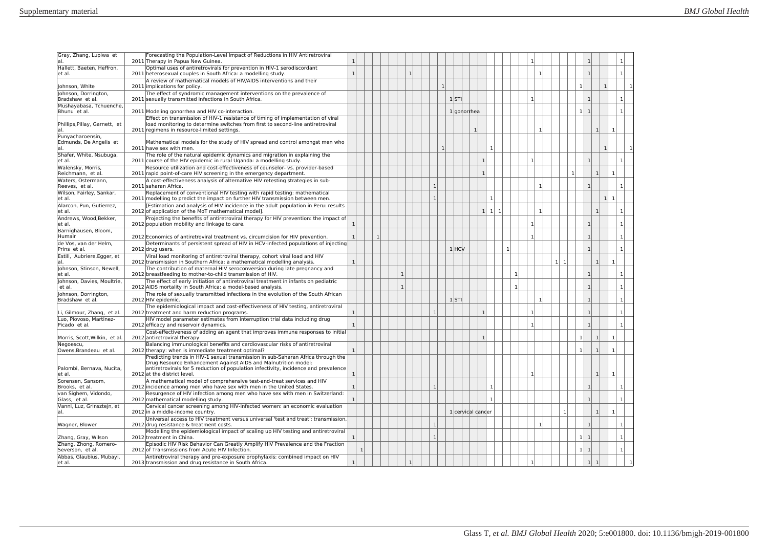| | | | | | | | | | | | | | | | | | | | | | | | | | | | | | | | | | | | | | | |
|---|---|---|---|---|---|---|---|---|---|---|---|---|---|---|---|---|---|---|---|---|---|---|---|---|---|---|---|---|---|---|---|---|---|---|---|---|---|
| Gray, Zhang, Lupiwa et al. | 2011 | Forecasting the Population-Level Impact of Reductions in HIV Antiretroviral Therapy in Papua New Guinea. | 1 | | | | | | | | | | | | | | | | | | | | | 1 | | | | | | 1 | | | | 1 | |
| Hallett, Baeten, Heffron, et al. | 2011 | Optimal uses of antiretrovirals for prevention in HIV-1 serodiscordant heterosexual couples in South Africa: a modelling study. | 1 | | | | | | | 1 | | | | | | | | | | | | | | | 1 | | | | | 1 | | | | 1 | |
| Johnson, White | 2011 | A review of mathematical models of HIV/AIDS interventions and their implications for policy. | | | | | | | | | | | | 1 | | | | | | | | | | | | | | | | 1 | | | 1 | | | 1 |
| Johnson, Dorrington, Bradshaw et al. | 2011 | The effect of syndromic management interventions on the prevalence of sexually transmitted infections in South Africa. | | | | | | | | | | | | | 1 | STI | | | | | | | | | 1 | | | | | | | 1 | | | | 1 | |
| Mushayabasa, Tchuenche, Bhunu et al. | 2011 | Modeling gonorrhea and HIV co-interaction. | | | | | | | | | | | | | 1 | gonorrhea | | | | | | | | | | | | | | | 1 | 1 | | | | 1 | |
| Phillips,Pillay, Garnett, et al. | 2011 | Effect on transmission of HIV-1 resistance of timing of implementation of viral load monitoring to determine switches from first to second-line antiretroviral regimens in resource-limited settings. | | | | | | | | | | | | | | | | 1 | | | | | | | | 1 | | | | | | | 1 | | 1 | | |
| Punyacharoensin, Edmunds, De Angelis et al. | 2011 | Mathematical models for the study of HIV spread and control amongst men who have sex with men. | | | | | | | | | | | | 1 | | | | | | 1 | | | | | | | | | | | | | | 1 | | | 1 |
| Shafer, White, Nsubuga, et al. | 2011 | The role of the natural epidemic dynamics and migration in explaining the course of the HIV epidemic in rural Uganda: a modelling study. | | | | | | | | | | | | | | | | | 1 | | | | | | 1 | | | | | | | 1 | | | | 1 | |
| Walensky, Morris, Reichmann, et al. | 2011 | Resource utilization and cost-effectiveness of counselor- vs. provider-based rapid point-of-care HIV screening in the emergency department. | | | | | | | | | | | | | | | | | 1 | | | | | | | | | | 1 | | | | 1 | | 1 | | |
| Waters, Ostermann, Reeves, et al. | 2011 | A cost-effectiveness analysis of alternative HIV retesting strategies in sub-saharan Africa. | | | | | | | | | | | 1 | | | | | | | | | | | | | 1 | | | | | | 1 | | | | 1 | |
| Wilson, Fairley, Sankar, et al. | 2011 | Replacement of conventional HIV testing with rapid testing: mathematical modelling to predict the impact on further HIV transmission between men. | | | | | | | | | | | 1 | | | | | | | 1 | | | | | | | | | | | | | | 1 | 1 | | |
| Alarcon, Pun, Gutierrez, et al. | 2012 | [Estimation and analysis of HIV incidence in the adult population in Peru: results of application of the MoT mathematical model]. | | | | | | | | | | | | | | | | | 1 | 1 | 1 | | | | | 1 | | | | | | | 1 | | | 1 | |
| Andrews, Wood,Bekker, et al. | 2012 | Projecting the benefits of antiretroviral therapy for HIV prevention: the impact of population mobility and linkage to care. | 1 | | | | | | | | | | | | | | | | | | | | | | 1 | | | | | | | 1 | | | | 1 | |
| Barnighausen, Bloom, Humair | 2012 | Economics of antiretroviral treatment vs. circumcision for HIV prevention. | 1 | | | 1 | | | | | | | | | | | | | | | | | | | 1 | | | | | | | 1 | | | | 1 | |
| de Vos, van der Helm, Prins et al. | 2012 | Determinants of persistent spread of HIV in HCV-infected populations of injecting drug users. | | | | | | | | | | | | | 1 | HCV | | | | | | 1 | | | | | | | | | | 1 | | | | 1 | |
| Estill, Aubriere,Egger, et al. | 2012 | Viral load monitoring of antiretroviral therapy, cohort viral load and HIV transmission in Southern Africa: a mathematical modelling analysis. | 1 | | | | | | | | | | | | | | | | | | | | | | | | | 1 | 1 | | | | 1 | | 1 | | |
| Johnson, Stinson, Newell, et al. | 2012 | The contribution of maternal HIV seroconversion during late pregnancy and breastfeeding to mother-to-child transmission of HIV. | | | | | | | 1 | | | | | | | | | | | | | | 1 | | | | | | | | | 1 | | | | 1 | |
| Johnson, Davies, Moultrie, et al. | 2012 | The effect of early initiation of antiretroviral treatment in infants on pediatric AIDS mortality in South Africa: a model-based analysis. | | | | | | | 1 | | | | | | | | | | | | | | 1 | | | | | | | | | 1 | | | | 1 | |
| Johnson, Dorrington, Bradshaw et al. | 2012 | The role of sexually transmitted infections in the evolution of the South African HIV epidemic. | | | | | | | | | | | | | 1 | STI | | | | | | | | | | 1 | | | | | | 1 | | | | 1 | |
| Li, Gilmour, Zhang, et al. | 2012 | The epidemiological impact and cost-effectiveness of HIV testing, antiretroviral treatment and harm reduction programs. | 1 | | | | | | | | | | 1 | | | | | | 1 | | | | | | 1 | | | | | | | 1 | | | | 1 | |
| Luo, Piovoso, Martinez-Picado et al. | 2012 | HIV model parameter estimates from interruption trial data including drug efficacy and reservoir dynamics. | 1 | | | | | | | | | | | | | | | | | | | | | | 1 | | | | | | | 1 | | | | 1 | |
| Morris, Scott,Wilkin, et al. | 2012 | Cost-effectiveness of adding an agent that improves immune responses to initial antiretroviral therapy | | | | | | | | | | | | | | | | | 1 | | | | | | | | | | | | 1 | | 1 | | 1 | | |
| Negoescu, Owens,Brandeau et al. | 2012 | Balancing immunological benefits and cardiovascular risks of antiretroviral therapy: when is immediate treatment optimal? | 1 | | | | | | | | | | | | | | | | | | | | | | | | | | | | 1 | | 1 | | 1 | | |
| Palombi, Bernava, Nucita, et al. | 2012 | Predicting trends in HIV-1 sexual transmission in sub-Saharan Africa through the Drug Resource Enhancement Against AIDS and Malnutrition model: antiretrovirals for 5 reduction of population infectivity, incidence and prevalence at the district level. | 1 | | | | | | | | | | | | | | | | | | | | | | 1 | | | | | | | | 1 | | 1 | | |
| Sorensen, Sansom, Brooks, et al. | 2012 | A mathematical model of comprehensive test-and-treat services and HIV incidence among men who have sex with men in the United States. | 1 | | | | | | | | | | 1 | | | | | | | 1 | | | | | | | | | | | | 1 | | | | 1 | |
| van Sighem, Vidondo, Glass, et al. | 2012 | Resurgence of HIV infection among men who have sex with men in Switzerland: mathematical modelling study. | 1 | | | | | | | | | | | | | | | | | 1 | | | | | | | | | | | | 1 | | | | 1 | |
| Vanni, Luz, Grinsztejn, et al. | 2012 | Cervical cancer screening among HIV-infected women: an economic evaluation in a middle-income country. | | | | | | | | | | | | | 1 | cervical cancer | | | | | | | | | | | | | 1 | | | | 1 | | 1 | | |
| Wagner, Blower | 2012 | Universal access to HIV treatment versus universal 'test and treat': transmission, drug resistance & treatment costs. | | | | | | | | | | | 1 | | | | | | | | | | | | | 1 | | | | | | 1 | | | | 1 | |
| Zhang, Gray, Wilson | 2012 | Modelling the epidemiological impact of scaling up HIV testing and antiretroviral treatment in China. | 1 | | | | | | | | | | 1 | | | | | | | | | | | | | | | | | | 1 | 1 | | | | 1 | |
| Zhang, Zhong, Romero-Severson, et al. | 2012 | Episodic HIV Risk Behavior Can Greatly Amplify HIV Prevalence and the Fraction of Transmissions from Acute HIV Infection. | | 1 | | | | | | | | | | | | | | | | | | | | | | | | | | | 1 | 1 | | | | 1 | |
| Abbas, Glaubius, Mubayi, et al. | 2013 | Antiretroviral therapy and pre-exposure prophylaxis: combined impact on HIV transmission and drug resistance in South Africa. | 1 | | | | | | | 1 | | | | | | | | | | | | | | | 1 | | | | | | | 1 | 1 | | | | 1 |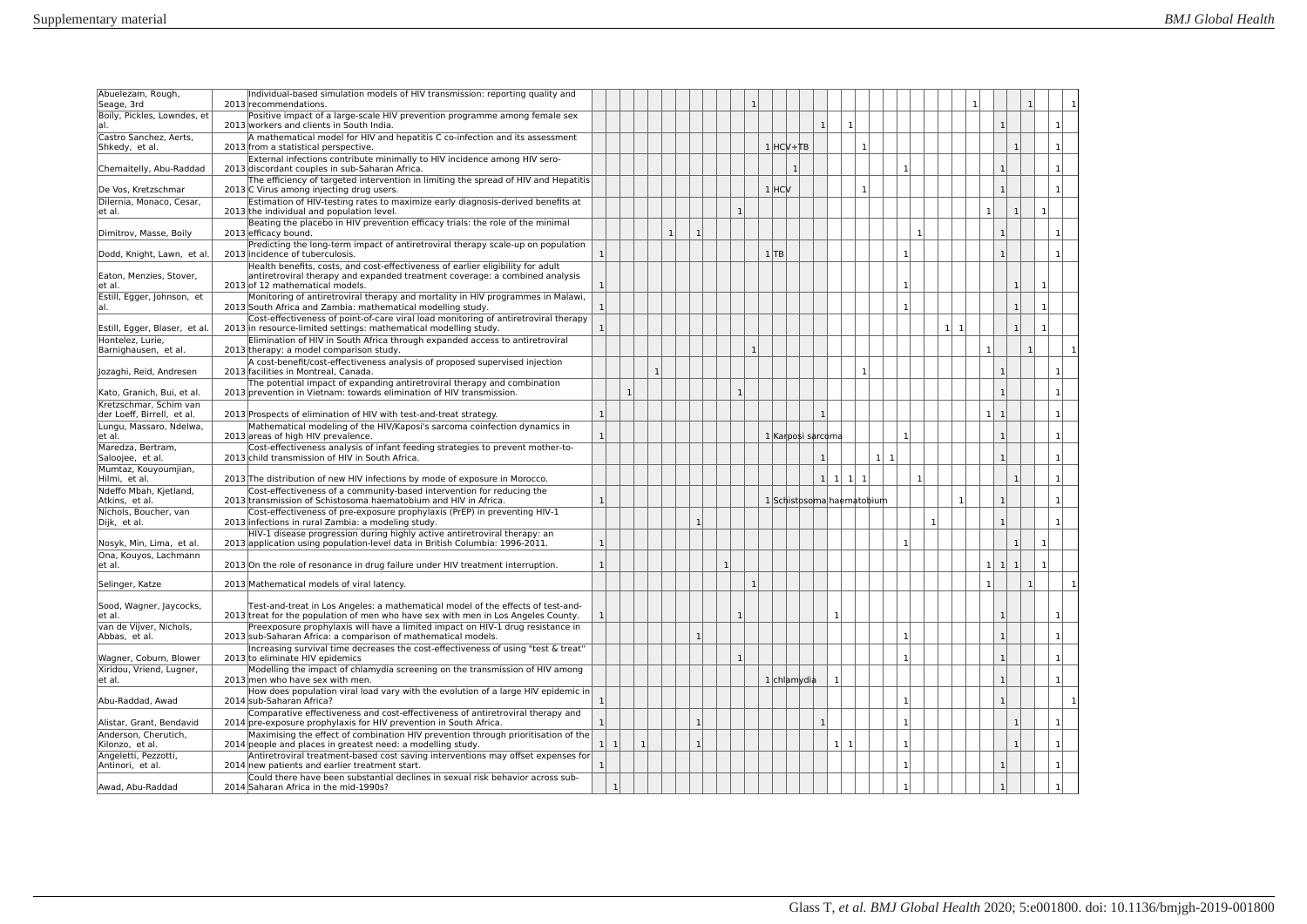| | | | | | | | | | | | | | | | | | | | | | | | | | | | | | | | | | | | | | | |
|---|---|---|---|---|---|---|---|---|---|---|---|---|---|---|---|---|---|---|---|---|---|---|---|---|---|---|---|---|---|---|---|---|---|---|---|---|---|
| Abuelezam, Rough, Seage, 3rd | 2013 | Individual-based simulation models of HIV transmission: reporting quality and recommendations. | | | | | | | | | | | | 1 | | | | | | | | | | | | | | | | 1 | | | | 1 | | | 1 |
| Boily, Pickles, Lowndes, et al. | 2013 | Positive impact of a large-scale HIV prevention programme among female sex workers and clients in South India. | | | | | | | | | | | | | | | | | 1 | | 1 | | | | | | | | | | | 1 | | | | 1 | |
| Castro Sanchez, Aerts, Shkedy, et al. | 2013 | A mathematical model for HIV and hepatitis C co-infection and its assessment from a statistical perspective. | | | | | | | | | | | | | 1 | HCV+TB | | | | | | 1 | | | | | | | | | | | 1 | | | 1 | |
| Chemaitelly, Abu-Raddad | 2013 | External infections contribute minimally to HIV incidence among HIV sero-discordant couples in sub-Saharan Africa. | | | | | | | | | | | | | | | 1 | | | | | | | | 1 | | | | | | | 1 | | | | 1 | |
| De Vos, Kretzschmar | 2013 | The efficiency of targeted intervention in limiting the spread of HIV and Hepatitis C Virus among injecting drug users. | | | | | | | | | | | | | 1 | HCV | | | | | | 1 | | | | | | | | | | 1 | | | | 1 | |
| Dilernia, Monaco, Cesar, et al. | 2013 | Estimation of HIV-testing rates to maximize early diagnosis-derived benefits at the individual and population level. | | | | | | | | | | | 1 | | | | | | | | | | | | | | | | | | 1 | | 1 | | 1 | | |
| Dimitrov, Masse, Boily | 2013 | Beating the placebo in HIV prevention efficacy trials: the role of the minimal efficacy bound. | | | | | | 1 | | 1 | | | | | | | | | | | | | | | | 1 | | | | | | 1 | | | | 1 | |
| Dodd, Knight, Lawn, et al. | 2013 | Predicting the long-term impact of antiretroviral therapy scale-up on population incidence of tuberculosis. | 1 | | | | | | | | | | | | 1 | TB | | | | | | | | | 1 | | | | | | | 1 | | | | 1 | |
| Eaton, Menzies, Stover, et al. | 2013 | Health benefits, costs, and cost-effectiveness of earlier eligibility for adult antiretroviral therapy and expanded treatment coverage: a combined analysis of 12 mathematical models. | 1 | | | | | | | | | | | | | | | | | | | | | | 1 | | | | | | | | 1 | | 1 | | |
| Estill, Egger, Johnson, et al. | 2013 | Monitoring of antiretroviral therapy and mortality in HIV programmes in Malawi, South Africa and Zambia: mathematical modelling study. | 1 | | | | | | | | | | | | | | | | | | | | | | 1 | | | | | | | | 1 | | 1 | | |
| Estill, Egger, Blaser, et al. | 2013 | Cost-effectiveness of point-of-care viral load monitoring of antiretroviral therapy in resource-limited settings: mathematical modelling study. | 1 | | | | | | | | | | | | | | | | | | | | | | | | | 1 | 1 | | | | 1 | | 1 | | |
| Hontelez, Lurie, Barnighausen, et al. | 2013 | Elimination of HIV in South Africa through expanded access to antiretroviral therapy: a model comparison study. | | | | | | | | | | | | 1 | | | | | | | | | | | | | | | | | 1 | | | 1 | | | 1 |
| Jozaghi, Reid, Andresen | 2013 | A cost-benefit/cost-effectiveness analysis of proposed supervised injection facilities in Montreal, Canada. | | | | | 1 | | | | | | | | | | | | | | | 1 | | | | | | | | | | 1 | | | | 1 | |
| Kato, Granich, Bui, et al. | 2013 | The potential impact of expanding antiretroviral therapy and combination prevention in Vietnam: towards elimination of HIV transmission. | | | 1 | | | | | | | | 1 | | | | | | | | | | | | | | | | | | | 1 | | | | 1 | |
| Kretzschmar, Schim van der Loeff, Birrell, et al. | 2013 | Prospects of elimination of HIV with test-and-treat strategy. | 1 | | | | | | | | | | | | | | | | 1 | | | | | | | | | | | | 1 | 1 | | | | 1 | |
| Lungu, Massaro, Ndelwa, et al. | 2013 | Mathematical modeling of the HIV/Kaposi's sarcoma coinfection dynamics in areas of high HIV prevalence. | 1 | | | | | | | | | | | | 1 | Kaposi sarcoma | | | | | | | | | 1 | | | | | | | 1 | | | | 1 | |
| Maredza, Bertram, Saloojee, et al. | 2013 | Cost-effectiveness analysis of infant feeding strategies to prevent mother-to-child transmission of HIV in South Africa. | | | | | | | | | | | | | | | | | 1 | | | | 1 | 1 | | | | | | | | 1 | | | | 1 | |
| Mumtaz, Kouyoumjian, Hilmi, et al. | 2013 | The distribution of new HIV infections by mode of exposure in Morocco. | | | | | | | | | | | | | | | | | 1 | 1 | 1 | 1 | | | | 1 | | | | | | | 1 | | | 1 | |
| Ndeffo Mbah, Kjetland, Atkins, et al. | 2013 | Cost-effectiveness of a community-based intervention for reducing the transmission of Schistosoma haematobium and HIV in Africa. | 1 | | | | | | | | | | | | 1 | Schistosoma haematobium | | | | | | | | | | | | | 1 | | | 1 | | | | 1 | |
| Nichols, Boucher, van Dijk, et al. | 2013 | Cost-effectiveness of pre-exposure prophylaxis (PrEP) in preventing HIV-1 infections in rural Zambia: a modeling study. | | | | | | | | 1 | | | | | | | | | | | | | | | | | 1 | | | | | 1 | | | | 1 | |
| Nosyk, Min, Lima, et al. | 2013 | HIV-1 disease progression during highly active antiretroviral therapy: an application using population-level data in British Columbia: 1996-2011. | 1 | | | | | | | | | | | | | | | | | | | | | | 1 | | | | | | | | 1 | | 1 | | |
| Ona, Kouyos, Lachmann et al. | 2013 | On the role of resonance in drug failure under HIV treatment interruption. | 1 | | | | | | | | | 1 | | | | | | | | | | | | | | | | | | | 1 | 1 | 1 | | 1 | | |
| Selinger, Katze | 2013 | Mathematical models of viral latency. | | | | | | | | | | | | 1 | | | | | | | | | | | | | | | | | 1 | | | 1 | | | 1 |
| Sood, Wagner, Jaycocks, et al. | 2013 | Test-and-treat in Los Angeles: a mathematical model of the effects of test-and-treat for the population of men who have sex with men in Los Angeles County. | 1 | | | | | | | | | | 1 | | | | | | | 1 | | | | | | | | | | | | 1 | | | | 1 | |
| van de Vijver, Nichols, Abbas, et al. | 2013 | Preexposure prophylaxis will have a limited impact on HIV-1 drug resistance in sub-Saharan Africa: a comparison of mathematical models. | | | | | | | | 1 | | | | | | | | | | | | | | | 1 | | | | | | | 1 | | | | 1 | |
| Wagner, Coburn, Blower | 2013 | Increasing survival time decreases the cost-effectiveness of using "test & treat" to eliminate HIV epidemics | | | | | | | | | | | 1 | | | | | | | | | | | | 1 | | | | | | | 1 | | | | 1 | |
| Xiridou, Vriend, Lugner, et al. | 2013 | Modelling the impact of chlamydia screening on the transmission of HIV among men who have sex with men. | | | | | | | | | | | | | 1 | chlamydia | | | | | 1 | | | | | | | | | | | 1 | | | | 1 | |
| Abu-Raddad, Awad | 2014 | How does population viral load vary with the evolution of a large HIV epidemic in sub-Saharan Africa? | 1 | | | | | | | | | | | | | | | | | | | | | | 1 | | | | | | | 1 | | | | | 1 |
| Alistar, Grant, Bendavid | 2014 | Comparative effectiveness and cost-effectiveness of antiretroviral therapy and pre-exposure prophylaxis for HIV prevention in South Africa. | 1 | | | | | | | 1 | | | | | | | | | 1 | | | | | | 1 | | | | | | | | 1 | | | 1 | |
| Anderson, Cherutich, Kilonzo, et al. | 2014 | Maximising the effect of combination HIV prevention through prioritisation of the people and places in greatest need: a modelling study. | 1 | 1 | | 1 | | | | 1 | | | | | | | | | | 1 | 1 | | | | 1 | | | | | | | | 1 | | | 1 | |
| Angeletti, Pezzotti, Antinori, et al. | 2014 | Antiretroviral treatment-based cost saving interventions may offset expenses for new patients and earlier treatment start. | 1 | | | | | | | | | | | | | | | | | | | | | | 1 | | | | | | | 1 | | | | 1 | |
| Awad, Abu-Raddad | 2014 | Could there have been substantial declines in sexual risk behavior across sub-Saharan Africa in the mid-1990s? | | 1 | | | | | | | | | | | | | | | | | | | | | 1 | | | | | | | 1 | | | | 1 | |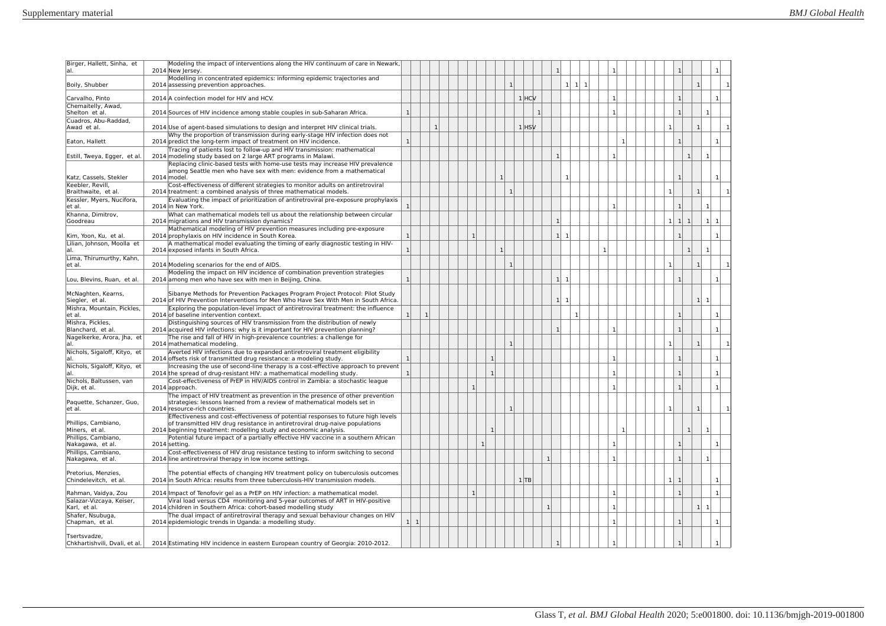| Authors | Year | Title | | | | | | | | | | | | | | | | | | | | | | | | | | | | | | | | | | | |
|---|---|---|---|---|---|---|---|---|---|---|---|---|---|---|---|---|---|---|---|---|---|---|---|---|---|---|---|---|---|---|---|---|---|---|---|---|---|
| Birger, Hallett, Sinha, et al. | 2014 | Modeling the impact of interventions along the HIV continuum of care in Newark, New Jersey. | | | | | | | | | | | | | | | | | 1 | | | | | | 1 | | | | | | | 1 | | | | 1 | |
| Boily, Shubber | 2014 | Modelling in concentrated epidemics: informing epidemic trajectories and assessing prevention approaches. | | | | | | | | | | | | 1 | | | | | | 1 | 1 | 1 | | | | | | | | | | | | 1 | | | 1 |
| Carvalho, Pinto | 2014 | A coinfection model for HIV and HCV. | | | | | | | | | | | | | 1 | HCV | | | | | | | | | 1 | | | | | | | 1 | | | | 1 | |
| Chemaitelly, Awad, Shelton et al. | 2014 | Sources of HIV incidence among stable couples in sub-Saharan Africa. | 1 | | | | | | | | | | | | | | 1 | | | | | | | | 1 | | | | | | | 1 | | | 1 | | |
| Cuadros, Abu-Raddad, Awad et al. | 2014 | Use of agent-based simulations to design and interpret HIV clinical trials. | | | | 1 | | | | | | | | | 1 | HSV | | | | | | | | | | | | | | | 1 | | | 1 | | | 1 |
| Eaton, Hallett | 2014 | Why the proportion of transmission during early-stage HIV infection does not predict the long-term impact of treatment on HIV incidence. | 1 | | | | | | | | | | | | | | | | | | | | | | | 1 | | | | | | 1 | | | | 1 | |
| Estill, Tweya, Egger, et al. | 2014 | Tracing of patients lost to follow-up and HIV transmission: mathematical modeling study based on 2 large ART programs in Malawi. | | | | | | | | | | | | | | | | | 1 | | | | | | 1 | | | | | | | | 1 | | 1 | | |
| Katz, Cassels, Stekler | 2014 | Replacing clinic-based tests with home-use tests may increase HIV prevalence among Seattle men who have sex with men: evidence from a mathematical model. | | | | | | | | | | | 1 | | | | | | | 1 | | | | | | | | | | | | 1 | | | | 1 | |
| Keebler, Revill, Braithwaite, et al. | 2014 | Cost-effectiveness of different strategies to monitor adults on antiretroviral treatment: a combined analysis of three mathematical models. | | | | | | | | | | | | 1 | | | | | | | | | | | | | | | | | 1 | | | 1 | | | 1 |
| Kessler, Myers, Nucifora, et al. | 2014 | Evaluating the impact of prioritization of antiretroviral pre-exposure prophylaxis in New York. | 1 | | | | | | | | | | | | | | | | | | | | | | 1 | | | | | | | 1 | | | 1 | | |
| Khanna, Dimitrov, Goodreau | 2014 | What can mathematical models tell us about the relationship between circular migrations and HIV transmission dynamics? | | | | | | | | | | | | | | | | | 1 | | | | | | | | | | | | 1 | 1 | 1 | | 1 | 1 | |
| Kim, Yoon, Ku, et al. | 2014 | Mathematical modeling of HIV prevention measures including pre-exposure prophylaxis on HIV incidence in South Korea. | 1 | | | | | | | 1 | | | | | | | | | 1 | 1 | | | | | | | | | | | | 1 | | | | 1 | |
| Lilian, Johnson, Moolla et al. | 2014 | A mathematical model evaluating the timing of early diagnostic testing in HIV-exposed infants in South Africa. | 1 | | | | | | | | | | 1 | | | | | | | | | | | 1 | | | | | | | | | 1 | | 1 | | |
| Lima, Thirumurthy, Kahn, et al. | 2014 | Modeling scenarios for the end of AIDS. | | | | | | | | | | | | 1 | | | | | | | | | | | | | | | | | 1 | | | 1 | | | 1 |
| Lou, Blevins, Ruan, et al. | 2014 | Modeling the impact on HIV incidence of combination prevention strategies among men who have sex with men in Beijing, China. | 1 | | | | | | | | | | | | | | | | 1 | 1 | | | | | | | | | | | | 1 | | | | 1 | |
| McNaghten, Kearns, Siegler, et al. | 2014 | Sibanye Methods for Prevention Packages Program Project Protocol: Pilot Study of HIV Prevention Interventions for Men Who Have Sex With Men in South Africa. | | | | | | | | | | | | | | | | | 1 | 1 | | | | | | | | | | | | | | 1 | 1 | | |
| Mishra, Mountain, Pickles, et al. | 2014 | Exploring the population-level impact of antiretroviral treatment: the influence of baseline intervention context. | 1 | | 1 | | | | | | | | | | | | | | | | 1 | | | | | | | | | | | 1 | | | | 1 | |
| Mishra, Pickles, Blanchard, et al. | 2014 | Distinguishing sources of HIV transmission from the distribution of newly acquired HIV infections: why is it important for HIV prevention planning? | | | | | | | | | | | | | | | | | 1 | | | | | | 1 | | | | | | | 1 | | | | 1 | |
| Nagelkerke, Arora, Jha, et al. | 2014 | The rise and fall of HIV in high-prevalence countries: a challenge for mathematical modeling. | | | | | | | | | | | | 1 | | | | | | | | | | | | | | | | | 1 | | | 1 | | | 1 |
| Nichols, Sigaloff, Kityo, et al. | 2014 | Averted HIV infections due to expanded antiretroviral treatment eligibility offsets risk of transmitted drug resistance: a modeling study. | 1 | | | | | | | | | 1 | | | | | | | | | | | | | 1 | | | | | | | 1 | | | | 1 | |
| Nichols, Sigaloff, Kityo, et al. | 2014 | Increasing the use of second-line therapy is a cost-effective approach to prevent the spread of drug-resistant HIV: a mathematical modelling study. | 1 | | | | | | | | | 1 | | | | | | | | | | | | | 1 | | | | | | | 1 | | | | 1 | |
| Nichols, Baltussen, van Dijk, et al. | 2014 | Cost-effectiveness of PrEP in HIV/AIDS control in Zambia: a stochastic league approach. | | | | | | | | 1 | | | | | | | | | | | | | | | 1 | | | | | | | 1 | | | | 1 | |
| Paquette, Schanzer, Guo, et al. | 2014 | The impact of HIV treatment as prevention in the presence of other prevention strategies: lessons learned from a review of mathematical models set in resource-rich countries. | | | | | | | | | | | | 1 | | | | | | | | | | | | | | | | | 1 | | | 1 | | | 1 |
| Phillips, Cambiano, Miners, et al. | 2014 | Effectiveness and cost-effectiveness of potential responses to future high levels of transmitted HIV drug resistance in antiretroviral drug-naive populations beginning treatment: modelling study and economic analysis. | | | | | | | | | | 1 | | | | | | | | | | | | | | 1 | | | | | | | 1 | | 1 | | |
| Phillips, Cambiano, Nakagawa, et al. | 2014 | Potential future impact of a partially effective HIV vaccine in a southern African setting. | | | | | | | | | 1 | | | | | | | | | | | | | | 1 | | | | | | | 1 | | | | 1 | |
| Phillips, Cambiano, Nakagawa, et al. | 2014 | Cost-effectiveness of HIV drug resistance testing to inform switching to second line antiretroviral therapy in low income settings. | | | | | | | | | | | | | | | | 1 | | | | | | | 1 | | | | | | | 1 | | | 1 | | |
| Pretorius, Menzies, Chindelevitch, et al. | 2014 | The potential effects of changing HIV treatment policy on tuberculosis outcomes in South Africa: results from three tuberculosis-HIV transmission models. | | | | | | | | | | | | | 1 | TB | | | | | | | | | | | | | | | 1 | 1 | | | | 1 | |
| Rahman, Vaidya, Zou | 2014 | Impact of Tenofovir gel as a PrEP on HIV infection: a mathematical model. | | | | | | | | 1 | | | | | | | | | | | | | | | 1 | | | | | | | 1 | | | | 1 | |
| Salazar-Vizcaya, Keiser, Karl, et al. | 2014 | Viral load versus CD4 monitoring and 5-year outcomes of ART in HIV-positive children in Southern Africa: cohort-based modelling study | | | | | | | | | | | | | | | | 1 | | | | | | | 1 | | | | | | | | | 1 | 1 | | |
| Shafer, Nsubuga, Chapman, et al. | 2014 | The dual impact of antiretroviral therapy and sexual behaviour changes on HIV epidemiologic trends in Uganda: a modelling study. | 1 | 1 | | | | | | | | | | | | | | | | | | | | | 1 | | | | | | | 1 | | | | 1 | |
| Tsertsvadze, Chkhartishvili, Dvali, et al. | 2014 | Estimating HIV incidence in eastern European country of Georgia: 2010-2012. | | | | | | | | | | | | | | | | | 1 | | | | | | 1 | | | | | | | 1 | | | | 1 | |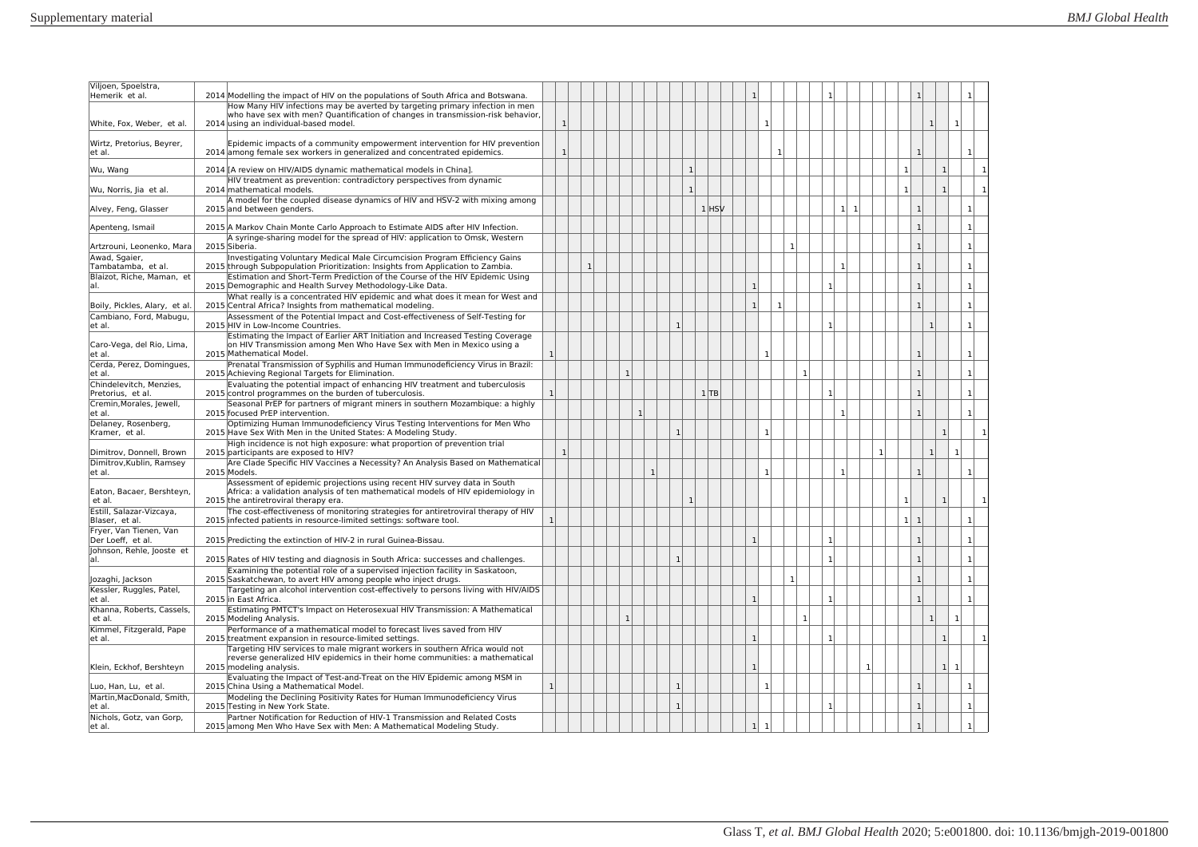| | | | | | | | | | | | | | | | | | | | | | | | | | | | | | | | | | | | | | |
|---|---|---|---|---|---|---|---|---|---|---|---|---|---|---|---|---|---|---|---|---|---|---|---|---|---|---|---|---|---|---|---|---|---|---|---|---|---|
| Viljoen, Spoelstra, Hemerik et al. | 2014 | Modelling the impact of HIV on the populations of South Africa and Botswana. | | | | | | | | | | | | | | | | | 1 | | | | | 1 | | | | | | | 1 | | | | 1 | |
| White, Fox, Weber, et al. | 2014 | How Many HIV infections may be averted by targeting primary infection in men who have sex with men? Quantification of changes in transmission-risk behavior, using an individual-based model. | | 1 | | | | | | | | | | | | | | | | 1 | | | | | | | | | | | | 1 | | 1 | | |
| Wirtz, Pretorius, Beyrer, et al. | 2014 | Epidemic impacts of a community empowerment intervention for HIV prevention among female sex workers in generalized and concentrated epidemics. | | 1 | | | | | | | | | | | | | | | | | 1 | | | | | | | | | | 1 | | | | 1 | |
| Wu, Wang | 2014 | [A review on HIV/AIDS dynamic mathematical models in China]. | | | | | | | | | | | | 1 | | | | | | | | | | | | | | | | | 1 | | | 1 | | | 1 |
| Wu, Norris, Jia et al. | 2014 | HIV treatment as prevention: contradictory perspectives from dynamic mathematical models. | | | | | | | | | | | | 1 | | | | | | | | | | | | | | | | | 1 | | | 1 | | | 1 |
| Alvey, Feng, Glasser | 2015 | A model for the coupled disease dynamics of HIV and HSV-2 with mixing among and between genders. | | | | | | | | | | | | | 1 | HSV | | | | | | | | | | 1 | 1 | | | | | 1 | | | | 1 | |
| Apenteng, Ismail | 2015 | A Markov Chain Monte Carlo Approach to Estimate AIDS after HIV Infection. | | | | | | | | | | | | | | | | | | | | | | | | | | | | | | 1 | | | | 1 | |
| Artzrouni, Leonenko, Mara | 2015 | A syringe-sharing model for the spread of HIV: application to Omsk, Western Siberia. | | | | | | | | | | | | | | | | | | | | 1 | | | | | | | | | | 1 | | | | 1 | |
| Awad, Sgaier, Tambatamba, et al. | 2015 | Investigating Voluntary Medical Male Circumcision Program Efficiency Gains through Subpopulation Prioritization: Insights from Application to Zambia. | | | | 1 | | | | | | | | | | | | | | | | | | | | 1 | | | | | | 1 | | | | 1 | |
| Blaizot, Riche, Maman, et al. | 2015 | Estimation and Short-Term Prediction of the Course of the HIV Epidemic Using Demographic and Health Survey Methodology-Like Data. | | | | | | | | | | | | | | | | | 1 | | | | | | 1 | | | | | | | 1 | | | | 1 | |
| Boily, Pickles, Alary, et al. | 2015 | What really is a concentrated HIV epidemic and what does it mean for West and Central Africa? Insights from mathematical modeling. | | | | | | | | | | | | | | | | | 1 | | 1 | | | | | | | | | | | 1 | | | | 1 | |
| Cambiano, Ford, Mabugu, et al. | 2015 | Assessment of the Potential Impact and Cost-effectiveness of Self-Testing for HIV in Low-Income Countries. | | | | | | | | | | | 1 | | | | | | | | | | | | 1 | | | | | | | | 1 | | | 1 | |
| Caro-Vega, del Rio, Lima, et al. | 2015 | Estimating the Impact of Earlier ART Initiation and Increased Testing Coverage on HIV Transmission among Men Who Have Sex with Men in Mexico using a Mathematical Model. | 1 | | | | | | | | | | | | | | | | | 1 | | | | | | | | | | | | 1 | | | | 1 | |
| Cerda, Perez, Domingues, et al. | 2015 | Prenatal Transmission of Syphilis and Human Immunodeficiency Virus in Brazil: Achieving Regional Targets for Elimination. | | | | | | | 1 | | | | | | | | | | | | | | 1 | | | | | | | | | 1 | | | | 1 | |
| Chindelevitch, Menzies, Pretorius, et al. | 2015 | Evaluating the potential impact of enhancing HIV treatment and tuberculosis control programmes on the burden of tuberculosis. | 1 | | | | | | | | | | | | 1 | TB | | | | | | | | | 1 | | | | | | | 1 | | | | 1 | |
| Cremin,Morales, Jewell, et al. | 2015 | Seasonal PrEP for partners of migrant miners in southern Mozambique: a highly focused PrEP intervention. | | | | | | | | 1 | | | | | | | | | | | | | | | | 1 | | | | | | 1 | | | | 1 | |
| Delaney, Rosenberg, Kramer, et al. | 2015 | Optimizing Human Immunodeficiency Virus Testing Interventions for Men Who Have Sex With Men in the United States: A Modeling Study. | | | | | | | | | | | 1 | | | | | | | 1 | | | | | | | | | | | | | | 1 | | | 1 |
| Dimitrov, Donnell, Brown | 2015 | High incidence is not high exposure: what proportion of prevention trial participants are exposed to HIV? | | 1 | | | | | | | | | | | | | | | | | | | | | | | | | 1 | | | | 1 | | 1 | | |
| Dimitrov,Kublin, Ramsey et al. | 2015 | Are Clade Specific HIV Vaccines a Necessity? An Analysis Based on Mathematical Models. | | | | | | | | | 1 | | | | | | | | | 1 | | | | | | 1 | | | | | | 1 | | | | 1 | |
| Eaton, Bacaer, Bershteyn, et al. | 2015 | Assessment of epidemic projections using recent HIV survey data in South Africa: a validation analysis of ten mathematical models of HIV epidemiology in the antiretroviral therapy era. | | | | | | | | | | | | 1 | | | | | | | | | | | | | | | | | 1 | | | 1 | | | 1 |
| Estill, Salazar-Vizcaya, Blaser, et al. | 2015 | The cost-effectiveness of monitoring strategies for antiretroviral therapy of HIV infected patients in resource-limited settings: software tool. | 1 | | | | | | | | | | | | | | | | | | | | | | | | | | | | 1 | 1 | | | | 1 | |
| Fryer, Van Tienen, Van Der Loeff, et al. | 2015 | Predicting the extinction of HIV-2 in rural Guinea-Bissau. | | | | | | | | | | | | | | | | | 1 | | | | | | 1 | | | | | | | 1 | | | | 1 | |
| Johnson, Rehle, Jooste et al. | 2015 | Rates of HIV testing and diagnosis in South Africa: successes and challenges. | | | | | | | | | | | 1 | | | | | | | | | | | | 1 | | | | | | | 1 | | | | 1 | |
| Jozaghi, Jackson | 2015 | Examining the potential role of a supervised injection facility in Saskatoon, Saskatchewan, to avert HIV among people who inject drugs. | | | | | | | | | | | | | | | | | | | | 1 | | | | | | | | | | 1 | | | | 1 | |
| Kessler, Ruggles, Patel, et al. | 2015 | Targeting an alcohol intervention cost-effectively to persons living with HIV/AIDS in East Africa. | | | | | | | | | | | | | | | | | 1 | | | | | | 1 | | | | | | | 1 | | | | 1 | |
| Khanna, Roberts, Cassels, et al. | 2015 | Estimating PMTCT's Impact on Heterosexual HIV Transmission: A Mathematical Modeling Analysis. | | | | | | | 1 | | | | | | | | | | | | | | 1 | | | | | | | | | | 1 | | 1 | | |
| Kimmel, Fitzgerald, Pape et al. | 2015 | Performance of a mathematical model to forecast lives saved from HIV treatment expansion in resource-limited settings. | | | | | | | | | | | | | | | | | 1 | | | | | | 1 | | | | | | | | | 1 | | | 1 |
| Klein, Eckhof, Bershteyn | 2015 | Targeting HIV services to male migrant workers in southern Africa would not reverse generalized HIV epidemics in their home communities: a mathematical modeling analysis. | | | | | | | | | | | | | | | | | 1 | | | | | | | | | 1 | | | | | | 1 | 1 | | |
| Luo, Han, Lu, et al. | 2015 | Evaluating the Impact of Test-and-Treat on the HIV Epidemic among MSM in China Using a Mathematical Model. | 1 | | | | | | | | | | 1 | | | | | | | 1 | | | | | | | | | | | | 1 | | | | 1 | |
| Martin,MacDonald, Smith, et al. | 2015 | Modeling the Declining Positivity Rates for Human Immunodeficiency Virus Testing in New York State. | | | | | | | | | | | 1 | | | | | | | | | | | | 1 | | | | | | | 1 | | | | 1 | |
| Nichols, Gotz, van Gorp, et al. | 2015 | Partner Notification for Reduction of HIV-1 Transmission and Related Costs among Men Who Have Sex with Men: A Mathematical Modeling Study. | | | | | | | | | | | | | | | | | 1 | 1 | | | | | | | | | | | | 1 | | | | 1 | |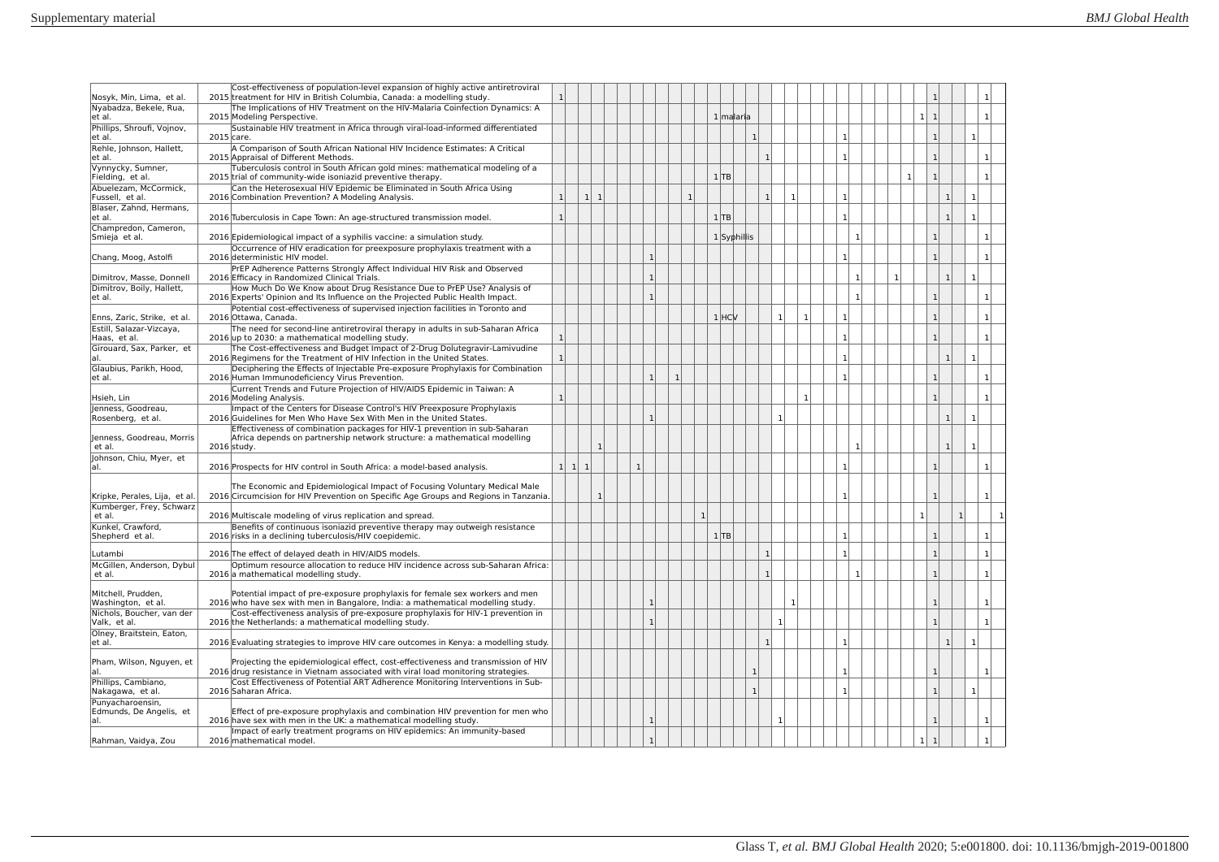| | | | | | | | | | | | | | | | | | | | | | | | | | | | | | | | | | | | | |
|---|---|---|---|---|---|---|---|---|---|---|---|---|---|---|---|---|---|---|---|---|---|---|---|---|---|---|---|---|---|---|---|---|---|---|---|---|
| Nosyk, Min, Lima, et al. | 2015 | Cost-effectiveness of population-level expansion of highly active antiretroviral treatment for HIV in British Columbia, Canada: a modelling study. | 1 | | | | | | | | | | | | | | | | | | | | | | | | | | | | 1 | | | 1 | |
| Nyabadza, Bekele, Rua, et al. | 2015 | The Implications of HIV Treatment on the HIV-Malaria Coinfection Dynamics: A Modeling Perspective. | | | | | | | | | | | | | 1 | malaria | | | | | | | | | | | | | | 1 | 1 | | | | 1 | |
| Phillips, Shroufi, Vojnov, et al. | 2015 | Sustainable HIV treatment in Africa through viral-load-informed differentiated care. | | | | | | | | | | | | | | | 1 | | | | | | | 1 | | | | | | | 1 | | | 1 | | |
| Rehle, Johnson, Hallett, et al. | 2015 | A Comparison of South African National HIV Incidence Estimates: A Critical Appraisal of Different Methods. | | | | | | | | | | | | | | | | 1 | | | | | | 1 | | | | | | | 1 | | | | 1 | |
| Vynnycky, Sumner, Fielding, et al. | 2015 | Tuberculosis control in South African gold mines: mathematical modeling of a trial of community-wide isoniazid preventive therapy. | | | | | | | | | | | | | 1 | TB | | | | | | | | | | | | | 1 | | 1 | | | | 1 | |
| Abuelezam, McCormick, Fussell, et al. | 2016 | Can the Heterosexual HIV Epidemic be Eliminated in South Africa Using Combination Prevention? A Modeling Analysis. | 1 | | 1 | 1 | | | | | | | 1 | | | | | 1 | | 1 | | | | 1 | | | | | | | | 1 | | 1 | | |
| Blaser, Zahnd, Hermans, et al. | 2016 | Tuberculosis in Cape Town: An age-structured transmission model. | 1 | | | | | | | | | | | | 1 | TB | | | | | | | | 1 | | | | | | | | 1 | | 1 | | |
| Champredon, Cameron, Smieja et al. | 2016 | Epidemiological impact of a syphilis vaccine: a simulation study. | | | | | | | | | | | | | 1 | Syphillis | | | | | | | | | 1 | | | | | | 1 | | | | 1 | |
| Chang, Moog, Astolfi | 2016 | Occurrence of HIV eradication for preexposure prophylaxis treatment with a deterministic HIV model. | | | | | | | | 1 | | | | | | | | | | | | | | 1 | | | | | | | 1 | | | | 1 | |
| Dimitrov, Masse, Donnell | 2016 | PrEP Adherence Patterns Strongly Affect Individual HIV Risk and Observed Efficacy in Randomized Clinical Trials. | | | | | | | | 1 | | | | | | | | | | | | | | | 1 | | | 1 | | | | 1 | | 1 | | |
| Dimitrov, Boily, Hallett, et al. | 2016 | How Much Do We Know about Drug Resistance Due to PrEP Use? Analysis of Experts' Opinion and Its Influence on the Projected Public Health Impact. | | | | | | | | 1 | | | | | | | | | | | | | | | 1 | | | | | | 1 | | | | 1 | |
| Enns, Zaric, Strike, et al. | 2016 | Potential cost-effectiveness of supervised injection facilities in Toronto and Ottawa, Canada. | | | | | | | | | | | | | 1 | HCV | | | 1 | | 1 | | | 1 | | | | | | | 1 | | | | 1 | |
| Estill, Salazar-Vizcaya, Haas, et al. | 2016 | The need for second-line antiretroviral therapy in adults in sub-Saharan Africa up to 2030: a mathematical modelling study. | 1 | | | | | | | | | | | | | | | | | | | | | 1 | | | | | | | 1 | | | | 1 | |
| Girouard, Sax, Parker, et al. | 2016 | The Cost-effectiveness and Budget Impact of 2-Drug Dolutegravir-Lamivudine Regimens for the Treatment of HIV Infection in the United States. | 1 | | | | | | | | | | | | | | | | | | | | | 1 | | | | | | | | 1 | | 1 | | |
| Glaubius, Parikh, Hood, et al. | 2016 | Deciphering the Effects of Injectable Pre-exposure Prophylaxis for Combination Human Immunodeficiency Virus Prevention. | | | | | | | | 1 | | 1 | | | | | | | | | | | | 1 | | | | | | | 1 | | | | 1 | |
| Hsieh, Lin | 2016 | Current Trends and Future Projection of HIV/AIDS Epidemic in Taiwan: A Modeling Analysis. | 1 | | | | | | | | | | | | | | | | | | 1 | | | | | | | | | | 1 | | | | 1 | |
| Jenness, Goodreau, Rosenberg, et al. | 2016 | Impact of the Centers for Disease Control's HIV Preexposure Prophylaxis Guidelines for Men Who Have Sex With Men in the United States. | | | | | | | | 1 | | | | | | | | | 1 | | | | | | | | | | | | | 1 | | 1 | | |
| Jenness, Goodreau, Morris et al. | 2016 | Effectiveness of combination packages for HIV-1 prevention in sub-Saharan Africa depends on partnership network structure: a mathematical modelling study. | | | | 1 | | | | | | | | | | | | | | | | | | | 1 | | | | | | | 1 | | 1 | | |
| Johnson, Chiu, Myer, et al. | 2016 | Prospects for HIV control in South Africa: a model-based analysis. | 1 | 1 | 1 | | | | 1 | | | | | | | | | | | | | | | 1 | | | | | | | 1 | | | | 1 | |
| Kripke, Perales, Lija, et al. | 2016 | The Economic and Epidemiological Impact of Focusing Voluntary Medical Male Circumcision for HIV Prevention on Specific Age Groups and Regions in Tanzania. | | | | 1 | | | | | | | | | | | | | | | | | | 1 | | | | | | | 1 | | | | 1 | |
| Kumberger, Frey, Schwarz et al. | 2016 | Multiscale modeling of virus replication and spread. | | | | | | | | | | | | 1 | | | | | | | | | | | | | | | | 1 | | | 1 | | | 1 |
| Kunkel, Crawford, Shepherd et al. | 2016 | Benefits of continuous isoniazid preventive therapy may outweigh resistance risks in a declining tuberculosis/HIV coepidemic. | | | | | | | | | | | | | 1 | TB | | | | | | | | 1 | | | | | | | 1 | | | | 1 | |
| Lutambi | 2016 | The effect of delayed death in HIV/AIDS models. | | | | | | | | | | | | | | | | 1 | | | | | | 1 | | | | | | | 1 | | | | 1 | |
| McGillen, Anderson, Dybul et al. | 2016 | Optimum resource allocation to reduce HIV incidence across sub-Saharan Africa: a mathematical modelling study. | | | | | | | | | | | | | | | | 1 | | | | | | | 1 | | | | | | 1 | | | | 1 | |
| Mitchell, Prudden, Washington, et al. | 2016 | Potential impact of pre-exposure prophylaxis for female sex workers and men who have sex with men in Bangalore, India: a mathematical modelling study. | | | | | | | | 1 | | | | | | | | | | 1 | | | | | | | | | | | 1 | | | | 1 | |
| Nichols, Boucher, van der Valk, et al. | 2016 | Cost-effectiveness analysis of pre-exposure prophylaxis for HIV-1 prevention in the Netherlands: a mathematical modelling study. | | | | | | | | 1 | | | | | | | | | 1 | | | | | | | | | | | | 1 | | | | 1 | |
| Olney, Braitstein, Eaton, et al. | 2016 | Evaluating strategies to improve HIV care outcomes in Kenya: a modelling study. | | | | | | | | | | | | | | | | 1 | | | | | | 1 | | | | | | | | 1 | | 1 | | |
| Pham, Wilson, Nguyen, et al. | 2016 | Projecting the epidemiological effect, cost-effectiveness and transmission of HIV drug resistance in Vietnam associated with viral load monitoring strategies. | | | | | | | | | | | | | | | 1 | | | | | | | 1 | | | | | | | 1 | | | | 1 | |
| Phillips, Cambiano, Nakagawa, et al. | 2016 | Cost Effectiveness of Potential ART Adherence Monitoring Interventions in Sub-Saharan Africa. | | | | | | | | | | | | | | | 1 | | | | | | | 1 | | | | | | | 1 | | | 1 | | |
| Punyacharoensin, Edmunds, De Angelis, et al. | 2016 | Effect of pre-exposure prophylaxis and combination HIV prevention for men who have sex with men in the UK: a mathematical modelling study. | | | | | | | | 1 | | | | | | | | | 1 | | | | | | | | | | | | 1 | | | | 1 | |
| Rahman, Vaidya, Zou | 2016 | Impact of early treatment programs on HIV epidemics: An immunity-based mathematical model. | | | | | | | | 1 | | | | | | | | | | | | | | | | | | | | 1 | 1 | | | | 1 | |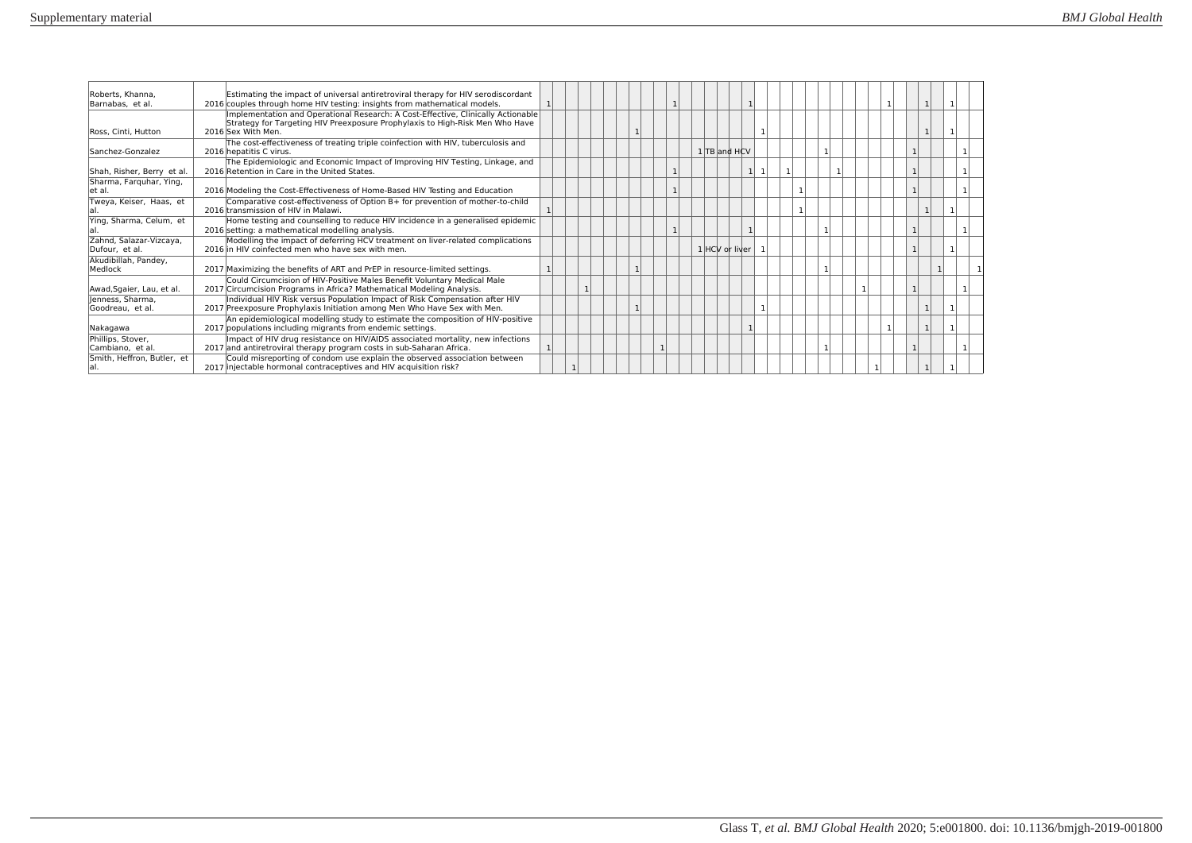| | | | | | | | | | | | | | | | | | | | | | | | | | | | | | | | | | | | | | | |
|---|---|---|---|---|---|---|---|---|---|---|---|---|---|---|---|---|---|---|---|---|---|---|---|---|---|---|---|---|---|---|---|---|---|---|---|---|---|---|
| Roberts, Khanna, Barnabas, et al. | 2016 | Estimating the impact of universal antiretroviral therapy for HIV serodiscordant couples through home HIV testing: insights from mathematical models. | 1 | | | | | | | | | | 1 | | | | | | 1 | | | | | | | | | | | 1 | | | 1 | | 1 | | | |
| Ross, Cinti, Hutton | 2016 | Implementation and Operational Research: A Cost-Effective, Clinically Actionable Strategy for Targeting HIV Preexposure Prophylaxis to High-Risk Men Who Have Sex With Men. | | | | | | | | 1 | | | | | | | | | | 1 | | | | | | | | | | | | | 1 | | 1 | | | |
| Sanchez-Gonzalez | 2016 | The cost-effectiveness of treating triple coinfection with HIV, tuberculosis and hepatitis C virus. | | | | | | | | | | | | | 1 | TB and HCV | | | | | | | | | | 1 | | | | | | | 1 | | | | 1 | |
| Shah, Risher, Berry et al. | 2016 | The Epidemiologic and Economic Impact of Improving HIV Testing, Linkage, and Retention in Care in the United States. | | | | | | | | | | | 1 | | | | | | 1 | 1 | | 1 | | | | | 1 | | | | | | 1 | | | | 1 | |
| Sharma, Farquhar, Ying, et al. | 2016 | Modeling the Cost-Effectiveness of Home-Based HIV Testing and Education | | | | | | | | | | | 1 | | | | | | | | | | | 1 | | | | | | | | | 1 | | | | 1 | |
| Tweya, Keiser, Haas, et al. | 2016 | Comparative cost-effectiveness of Option B+ for prevention of mother-to-child transmission of HIV in Malawi. | 1 | | | | | | | | | | | | | | | | | | | | | 1 | | | | | | | | | | 1 | | 1 | | |
| Ying, Sharma, Celum, et al. | 2016 | Home testing and counselling to reduce HIV incidence in a generalised epidemic setting: a mathematical modelling analysis. | | | | | | | | | | | 1 | | | | | | 1 | | | | | | | 1 | | | | | | | 1 | | | | 1 | |
| Zahnd, Salazar-Vizcaya, Dufour, et al. | 2016 | Modelling the impact of deferring HCV treatment on liver-related complications in HIV coinfected men who have sex with men. | | | | | | | | | | | | | 1 | HCV or liver | | | | 1 | | | | | | | | | | | | | 1 | | | 1 | | |
| Akudibillah, Pandey, Medlock | 2017 | Maximizing the benefits of ART and PrEP in resource-limited settings. | 1 | | | | | | | 1 | | | | | | | | | | | | | | | | 1 | | | | | | | | | 1 | | | 1 |
| Awad,Sgaier, Lau, et al. | 2017 | Could Circumcision of HIV-Positive Males Benefit Voluntary Medical Male Circumcision Programs in Africa? Mathematical Modeling Analysis. | | | | 1 | | | | | | | | | | | | | | | | | | | | | | | 1 | | | | 1 | | | | 1 | |
| Jenness, Sharma, Goodreau, et al. | 2017 | Individual HIV Risk versus Population Impact of Risk Compensation after HIV Preexposure Prophylaxis Initiation among Men Who Have Sex with Men. | | | | | | | | 1 | | | | | | | | | | 1 | | | | | | | | | | | | | | 1 | | 1 | | |
| Nakagawa | 2017 | An epidemiological modelling study to estimate the composition of HIV-positive populations including migrants from endemic settings. | | | | | | | | | | | | | | | | | 1 | | | | | | | | | | | | 1 | | | 1 | | 1 | | |
| Phillips, Stover, Cambiano, et al. | 2017 | Impact of HIV drug resistance on HIV/AIDS associated mortality, new infections and antiretroviral therapy program costs in sub-Saharan Africa. | 1 | | | | | | | | | 1 | | | | | | | | | | | | | | 1 | | | | | | | 1 | | | | 1 | |
| Smith, Heffron, Butler, et al. | 2017 | Could misreporting of condom use explain the observed association between injectable hormonal contraceptives and HIV acquisition risk? | | | 1 | | | | | | | | | | | | | | | | | | | | | | | | | 1 | | | | 1 | | 1 | | |